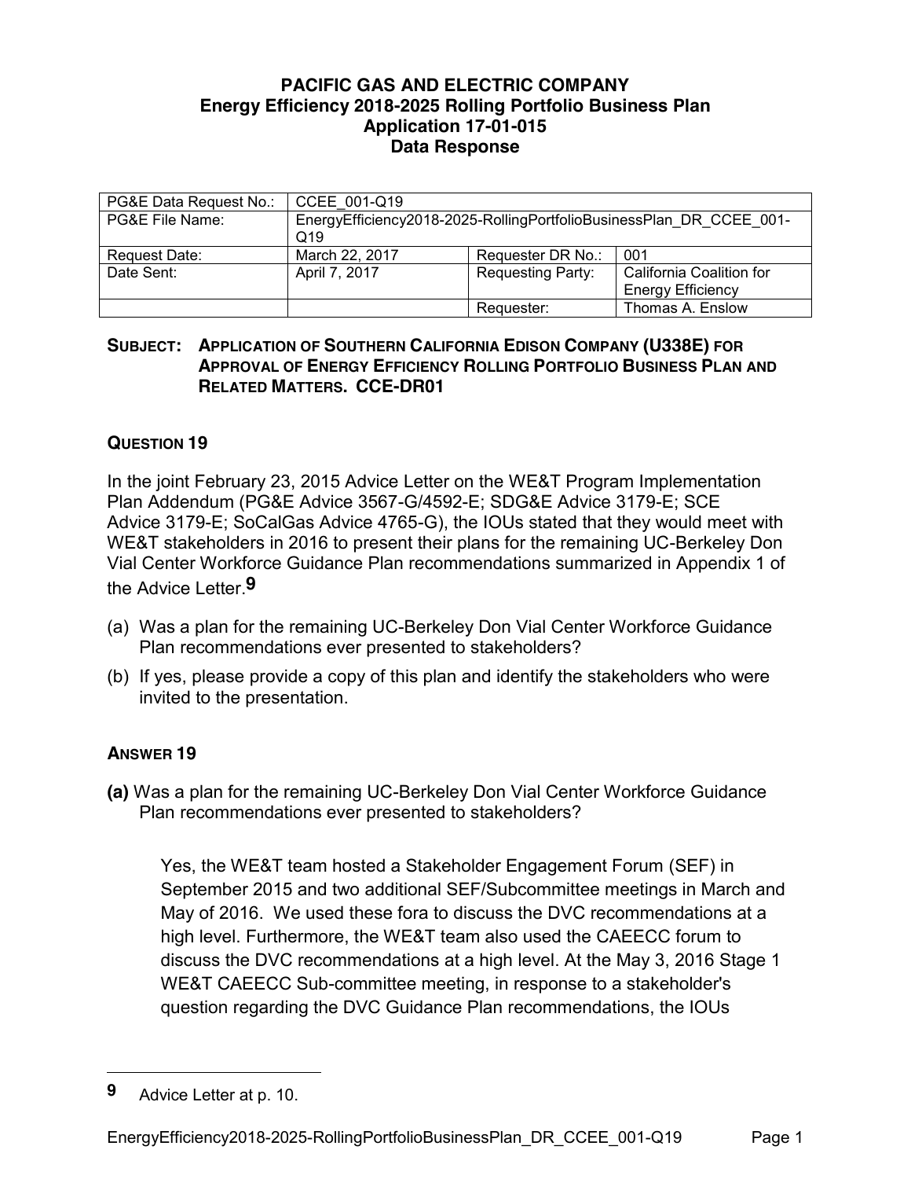**PACIFIC GAS AND ELECTRIC COMPANY**
**Energy Efficiency 2018-2025 Rolling Portfolio Business Plan**
**Application 17-01-015**
**Data Response**

| PG&E Data Request No.: | CCEE_001-Q19 | | |
|---|---|---|---|
| PG&E File Name: | EnergyEfficiency2018-2025-RollingPortfolioBusinessPlan_DR_CCEE_001-Q19 | | |
| Request Date: | March 22, 2017 | Requester DR No.: | 001 |
| Date Sent: | April 7, 2017 | Requesting Party: | California Coalition for Energy Efficiency |
| | | Requester: | Thomas A. Enslow |

**SUBJECT: APPLICATION OF SOUTHERN CALIFORNIA EDISON COMPANY (U338E) FOR APPROVAL OF ENERGY EFFICIENCY ROLLING PORTFOLIO BUSINESS PLAN AND RELATED MATTERS. CCE-DR01**

**QUESTION 19**

In the joint February 23, 2015 Advice Letter on the WE&T Program Implementation Plan Addendum (PG&E Advice 3567-G/4592-E; SDG&E Advice 3179-E; SCE Advice 3179-E; SoCalGas Advice 4765-G), the IOUs stated that they would meet with WE&T stakeholders in 2016 to present their plans for the remaining UC-Berkeley Don Vial Center Workforce Guidance Plan recommendations summarized in Appendix 1 of the Advice Letter.[9]

(a) Was a plan for the remaining UC-Berkeley Don Vial Center Workforce Guidance Plan recommendations ever presented to stakeholders?

(b) If yes, please provide a copy of this plan and identify the stakeholders who were invited to the presentation.

**ANSWER 19**

**(a)** Was a plan for the remaining UC-Berkeley Don Vial Center Workforce Guidance Plan recommendations ever presented to stakeholders?

Yes, the WE&T team hosted a Stakeholder Engagement Forum (SEF) in September 2015 and two additional SEF/Subcommittee meetings in March and May of 2016. We used these fora to discuss the DVC recommendations at a high level. Furthermore, the WE&T team also used the CAEECC forum to discuss the DVC recommendations at a high level. At the May 3, 2016 Stage 1 WE&T CAEECC Sub-committee meeting, in response to a stakeholder's question regarding the DVC Guidance Plan recommendations, the IOUs

---

[9] Advice Letter at p. 10.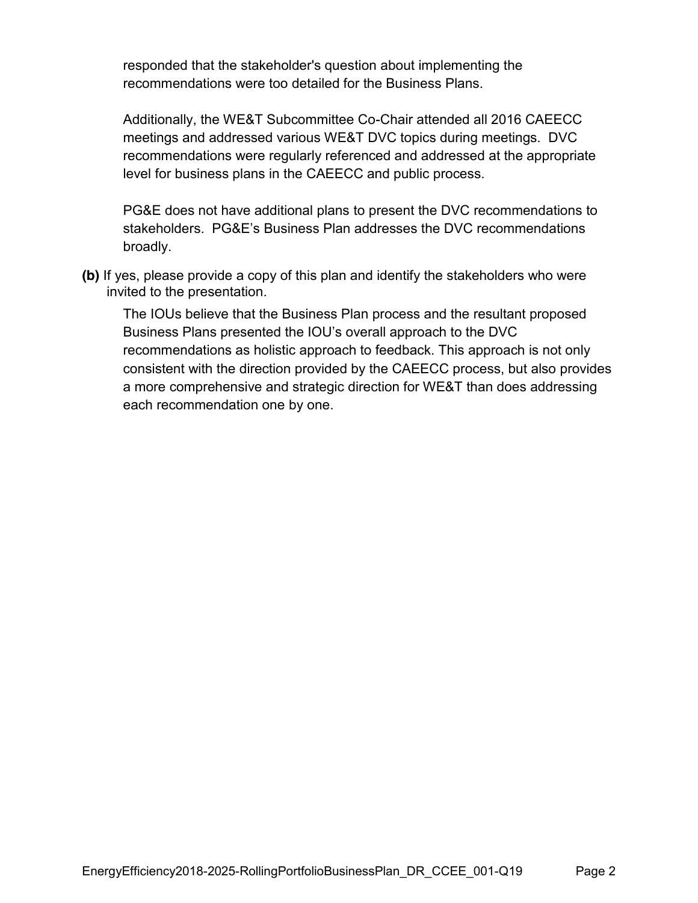responded that the stakeholder's question about implementing the recommendations were too detailed for the Business Plans.

Additionally, the WE&T Subcommittee Co-Chair attended all 2016 CAEECC meetings and addressed various WE&T DVC topics during meetings. DVC recommendations were regularly referenced and addressed at the appropriate level for business plans in the CAEECC and public process.

PG&E does not have additional plans to present the DVC recommendations to stakeholders. PG&E's Business Plan addresses the DVC recommendations broadly.

**(b)** If yes, please provide a copy of this plan and identify the stakeholders who were invited to the presentation.

The IOUs believe that the Business Plan process and the resultant proposed Business Plans presented the IOU's overall approach to the DVC recommendations as holistic approach to feedback. This approach is not only consistent with the direction provided by the CAEECC process, but also provides a more comprehensive and strategic direction for WE&T than does addressing each recommendation one by one.